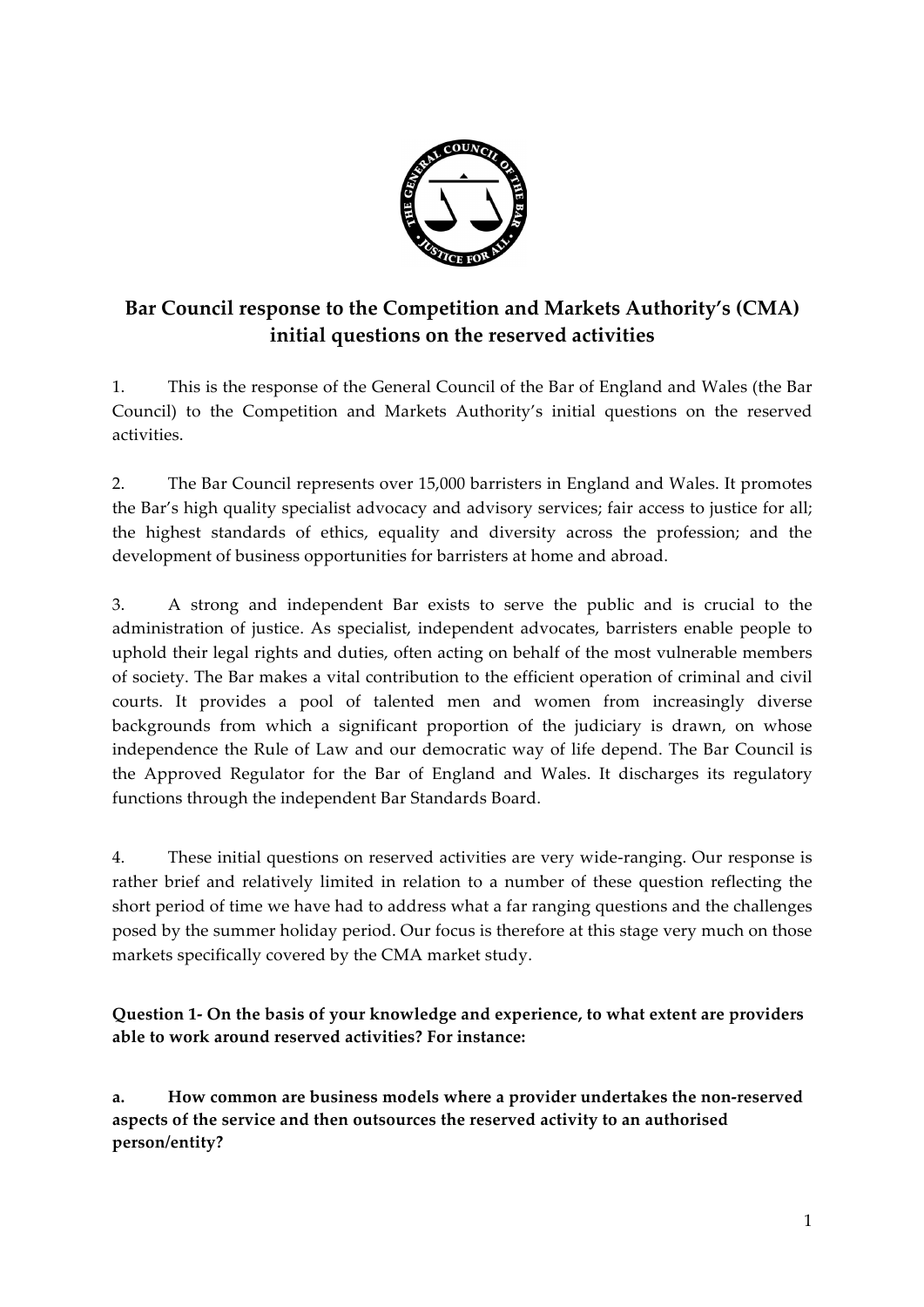## Bar Council response to the Competition and Markets Authority's (CMA) initial questions on the reserved activities

1. This is the response of the General Council of the Bar of England and Wales (the Bar Council) to the Competition and Markets Authority's initial questions on the reserved activities.

2. The Bar Council represents over 15,000 barristers in England and Wales. It promotes the Bar's high quality specialist advocacy and advisory services; fair access to justice for all; the highest standards of ethics, equality and diversity across the profession; and the development of business opportunities for barristers at home and abroad.

3. A strong and independent Bar exists to serve the public and is crucial to the administration of justice. As specialist, independent advocates, barristers enable people to uphold their legal rights and duties, often acting on behalf of the most vulnerable members of society. The Bar makes a vital contribution to the efficient operation of criminal and civil courts. It provides a pool of talented men and women from increasingly diverse backgrounds from which a significant proportion of the judiciary is drawn, on whose independence the Rule of Law and our democratic way of life depend. The Bar Council is the Approved Regulator for the Bar of England and Wales. It discharges its regulatory functions through the independent Bar Standards Board.

4. These initial questions on reserved activities are very wide-ranging. Our response is rather brief and relatively limited in relation to a number of these question reflecting the short period of time we have had to address what a far ranging questions and the challenges posed by the summer holiday period. Our focus is therefore at this stage very much on those markets specifically covered by the CMA market study.

**Question 1- On the basis of your knowledge and experience, to what extent are providers able to work around reserved activities? For instance:**

**a. How common are business models where a provider undertakes the non-reserved aspects of the service and then outsources the reserved activity to an authorised person/entity?**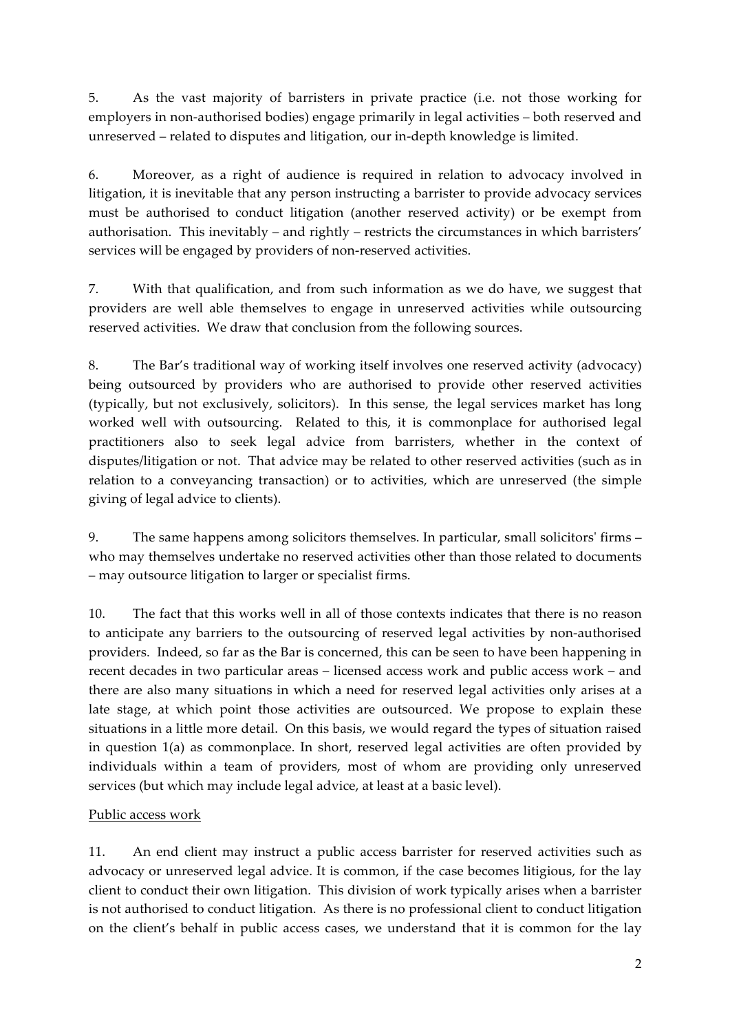5. As the vast majority of barristers in private practice (i.e. not those working for employers in non-authorised bodies) engage primarily in legal activities – both reserved and unreserved – related to disputes and litigation, our in-depth knowledge is limited.

6. Moreover, as a right of audience is required in relation to advocacy involved in litigation, it is inevitable that any person instructing a barrister to provide advocacy services must be authorised to conduct litigation (another reserved activity) or be exempt from authorisation. This inevitably – and rightly – restricts the circumstances in which barristers' services will be engaged by providers of non-reserved activities.

7. With that qualification, and from such information as we do have, we suggest that providers are well able themselves to engage in unreserved activities while outsourcing reserved activities. We draw that conclusion from the following sources.

8. The Bar's traditional way of working itself involves one reserved activity (advocacy) being outsourced by providers who are authorised to provide other reserved activities (typically, but not exclusively, solicitors). In this sense, the legal services market has long worked well with outsourcing. Related to this, it is commonplace for authorised legal practitioners also to seek legal advice from barristers, whether in the context of disputes/litigation or not. That advice may be related to other reserved activities (such as in relation to a conveyancing transaction) or to activities, which are unreserved (the simple giving of legal advice to clients).

9. The same happens among solicitors themselves. In particular, small solicitors' firms – who may themselves undertake no reserved activities other than those related to documents – may outsource litigation to larger or specialist firms.

10. The fact that this works well in all of those contexts indicates that there is no reason to anticipate any barriers to the outsourcing of reserved legal activities by non-authorised providers. Indeed, so far as the Bar is concerned, this can be seen to have been happening in recent decades in two particular areas – licensed access work and public access work – and there are also many situations in which a need for reserved legal activities only arises at a late stage, at which point those activities are outsourced. We propose to explain these situations in a little more detail. On this basis, we would regard the types of situation raised in question 1(a) as commonplace. In short, reserved legal activities are often provided by individuals within a team of providers, most of whom are providing only unreserved services (but which may include legal advice, at least at a basic level).

<u>Public access work</u>

11. An end client may instruct a public access barrister for reserved activities such as advocacy or unreserved legal advice. It is common, if the case becomes litigious, for the lay client to conduct their own litigation. This division of work typically arises when a barrister is not authorised to conduct litigation. As there is no professional client to conduct litigation on the client's behalf in public access cases, we understand that it is common for the lay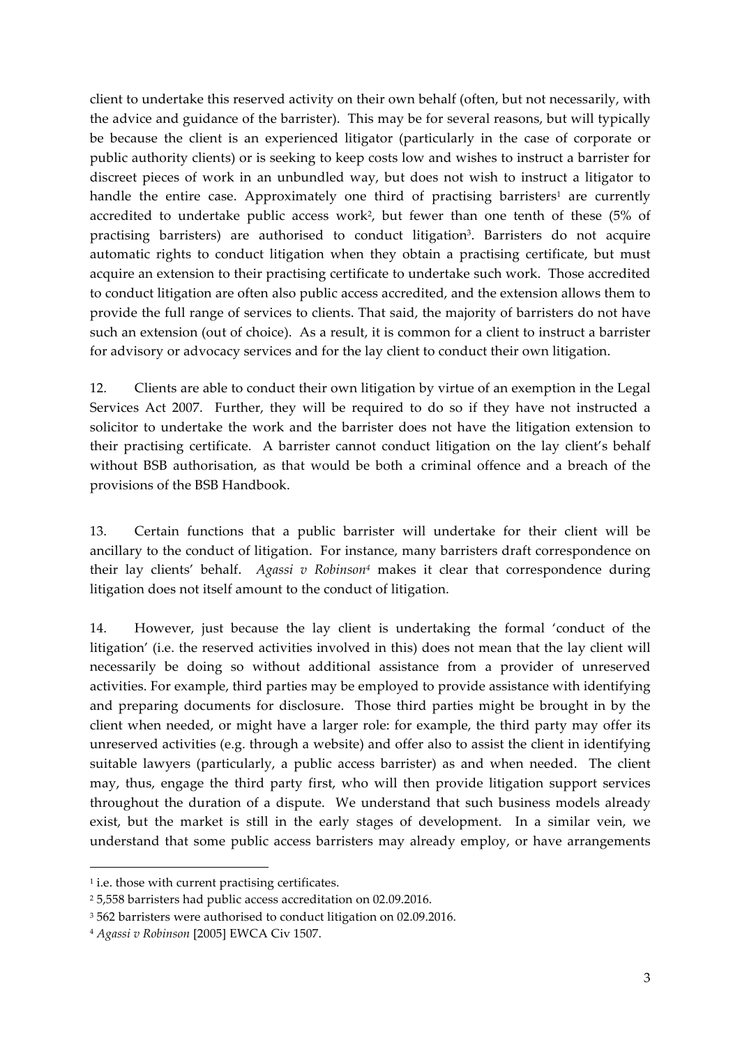client to undertake this reserved activity on their own behalf (often, but not necessarily, with the advice and guidance of the barrister). This may be for several reasons, but will typically be because the client is an experienced litigator (particularly in the case of corporate or public authority clients) or is seeking to keep costs low and wishes to instruct a barrister for discreet pieces of work in an unbundled way, but does not wish to instruct a litigator to handle the entire case. Approximately one third of practising barristers[1] are currently accredited to undertake public access work[2], but fewer than one tenth of these (5% of practising barristers) are authorised to conduct litigation[3]. Barristers do not acquire automatic rights to conduct litigation when they obtain a practising certificate, but must acquire an extension to their practising certificate to undertake such work. Those accredited to conduct litigation are often also public access accredited, and the extension allows them to provide the full range of services to clients. That said, the majority of barristers do not have such an extension (out of choice). As a result, it is common for a client to instruct a barrister for advisory or advocacy services and for the lay client to conduct their own litigation.

12. Clients are able to conduct their own litigation by virtue of an exemption in the Legal Services Act 2007. Further, they will be required to do so if they have not instructed a solicitor to undertake the work and the barrister does not have the litigation extension to their practising certificate. A barrister cannot conduct litigation on the lay client's behalf without BSB authorisation, as that would be both a criminal offence and a breach of the provisions of the BSB Handbook.

13. Certain functions that a public barrister will undertake for their client will be ancillary to the conduct of litigation. For instance, many barristers draft correspondence on their lay clients' behalf. *Agassi v Robinson*[4] makes it clear that correspondence during litigation does not itself amount to the conduct of litigation.

14. However, just because the lay client is undertaking the formal 'conduct of the litigation' (i.e. the reserved activities involved in this) does not mean that the lay client will necessarily be doing so without additional assistance from a provider of unreserved activities. For example, third parties may be employed to provide assistance with identifying and preparing documents for disclosure. Those third parties might be brought in by the client when needed, or might have a larger role: for example, the third party may offer its unreserved activities (e.g. through a website) and offer also to assist the client in identifying suitable lawyers (particularly, a public access barrister) as and when needed. The client may, thus, engage the third party first, who will then provide litigation support services throughout the duration of a dispute. We understand that such business models already exist, but the market is still in the early stages of development. In a similar vein, we understand that some public access barristers may already employ, or have arrangements

---

[1] i.e. those with current practising certificates.

[2] 5,558 barristers had public access accreditation on 02.09.2016.

[3] 562 barristers were authorised to conduct litigation on 02.09.2016.

[4] *Agassi v Robinson* [2005] EWCA Civ 1507.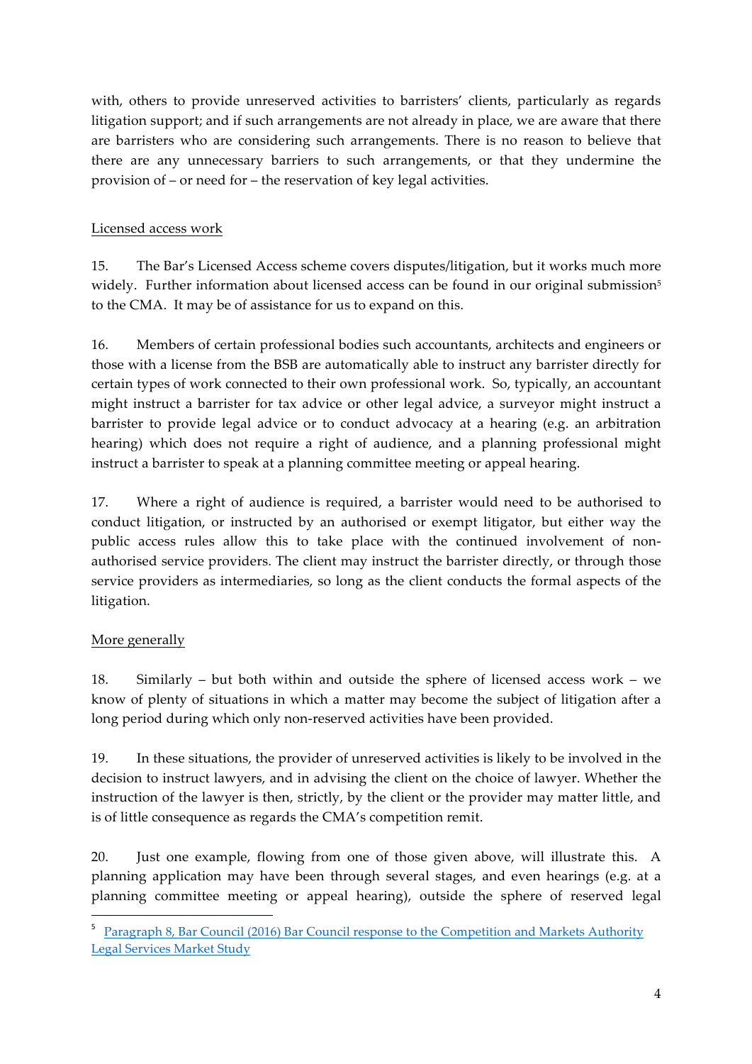with, others to provide unreserved activities to barristers' clients, particularly as regards litigation support; and if such arrangements are not already in place, we are aware that there are barristers who are considering such arrangements. There is no reason to believe that there are any unnecessary barriers to such arrangements, or that they undermine the provision of – or need for – the reservation of key legal activities.

Licensed access work

15. The Bar's Licensed Access scheme covers disputes/litigation, but it works much more widely. Further information about licensed access can be found in our original submission[5] to the CMA. It may be of assistance for us to expand on this.

16. Members of certain professional bodies such accountants, architects and engineers or those with a license from the BSB are automatically able to instruct any barrister directly for certain types of work connected to their own professional work. So, typically, an accountant might instruct a barrister for tax advice or other legal advice, a surveyor might instruct a barrister to provide legal advice or to conduct advocacy at a hearing (e.g. an arbitration hearing) which does not require a right of audience, and a planning professional might instruct a barrister to speak at a planning committee meeting or appeal hearing.

17. Where a right of audience is required, a barrister would need to be authorised to conduct litigation, or instructed by an authorised or exempt litigator, but either way the public access rules allow this to take place with the continued involvement of non-authorised service providers. The client may instruct the barrister directly, or through those service providers as intermediaries, so long as the client conducts the formal aspects of the litigation.

More generally

18. Similarly – but both within and outside the sphere of licensed access work – we know of plenty of situations in which a matter may become the subject of litigation after a long period during which only non-reserved activities have been provided.

19. In these situations, the provider of unreserved activities is likely to be involved in the decision to instruct lawyers, and in advising the client on the choice of lawyer. Whether the instruction of the lawyer is then, strictly, by the client or the provider may matter little, and is of little consequence as regards the CMA's competition remit.

20. Just one example, flowing from one of those given above, will illustrate this. A planning application may have been through several stages, and even hearings (e.g. at a planning committee meeting or appeal hearing), outside the sphere of reserved legal

[5] Paragraph 8, Bar Council (2016) Bar Council response to the Competition and Markets Authority Legal Services Market Study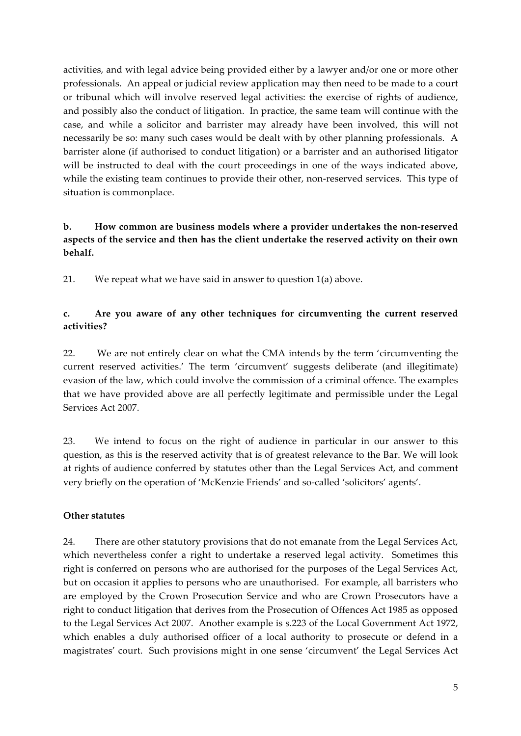activities, and with legal advice being provided either by a lawyer and/or one or more other professionals. An appeal or judicial review application may then need to be made to a court or tribunal which will involve reserved legal activities: the exercise of rights of audience, and possibly also the conduct of litigation. In practice, the same team will continue with the case, and while a solicitor and barrister may already have been involved, this will not necessarily be so: many such cases would be dealt with by other planning professionals. A barrister alone (if authorised to conduct litigation) or a barrister and an authorised litigator will be instructed to deal with the court proceedings in one of the ways indicated above, while the existing team continues to provide their other, non-reserved services. This type of situation is commonplace.

**b. How common are business models where a provider undertakes the non-reserved aspects of the service and then has the client undertake the reserved activity on their own behalf.**

21. We repeat what we have said in answer to question 1(a) above.

**c. Are you aware of any other techniques for circumventing the current reserved activities?**

22. We are not entirely clear on what the CMA intends by the term 'circumventing the current reserved activities.' The term 'circumvent' suggests deliberate (and illegitimate) evasion of the law, which could involve the commission of a criminal offence. The examples that we have provided above are all perfectly legitimate and permissible under the Legal Services Act 2007.

23. We intend to focus on the right of audience in particular in our answer to this question, as this is the reserved activity that is of greatest relevance to the Bar. We will look at rights of audience conferred by statutes other than the Legal Services Act, and comment very briefly on the operation of 'McKenzie Friends' and so-called 'solicitors' agents'.

**Other statutes**

24. There are other statutory provisions that do not emanate from the Legal Services Act, which nevertheless confer a right to undertake a reserved legal activity. Sometimes this right is conferred on persons who are authorised for the purposes of the Legal Services Act, but on occasion it applies to persons who are unauthorised. For example, all barristers who are employed by the Crown Prosecution Service and who are Crown Prosecutors have a right to conduct litigation that derives from the Prosecution of Offences Act 1985 as opposed to the Legal Services Act 2007. Another example is s.223 of the Local Government Act 1972, which enables a duly authorised officer of a local authority to prosecute or defend in a magistrates' court. Such provisions might in one sense 'circumvent' the Legal Services Act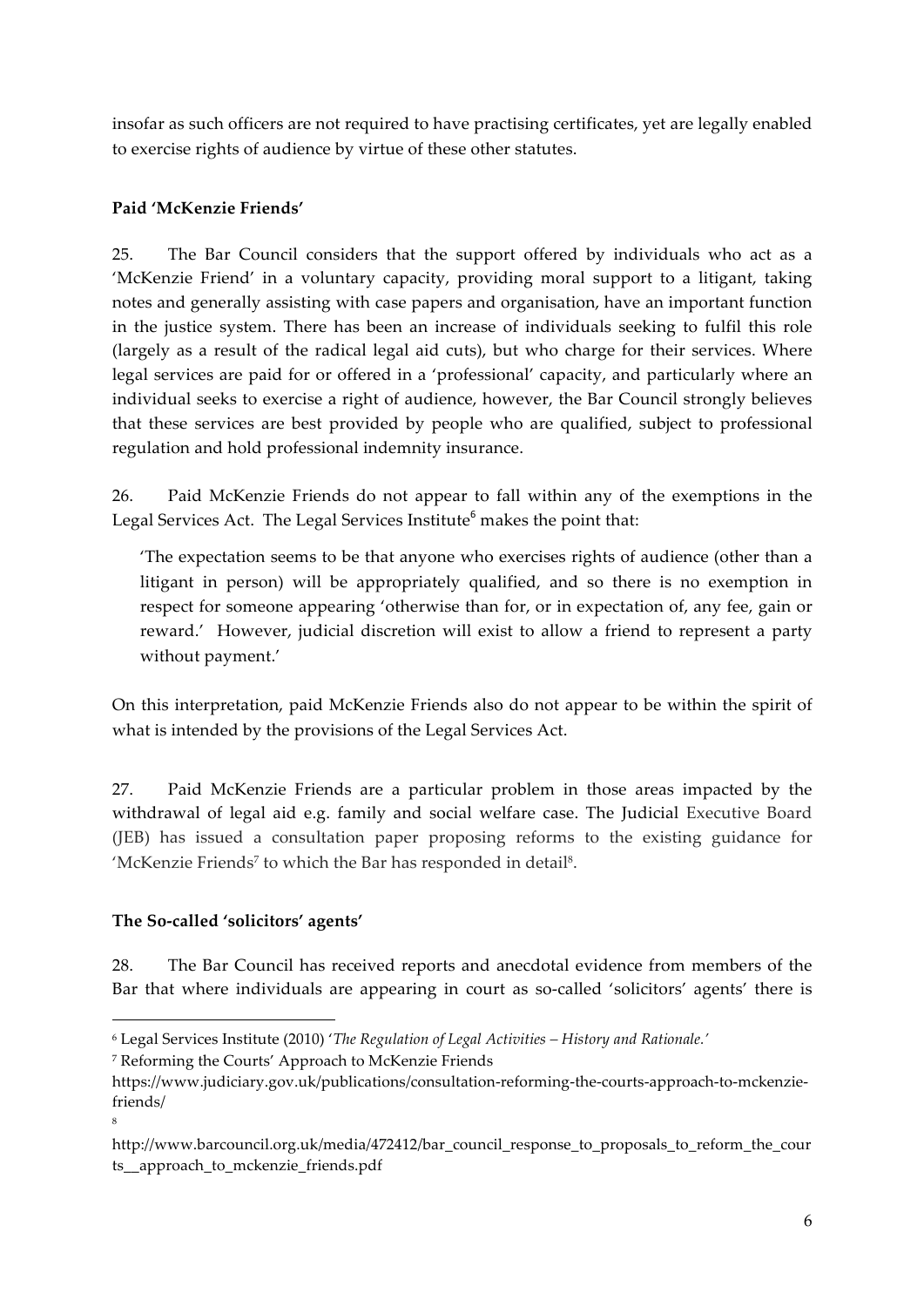insofar as such officers are not required to have practising certificates, yet are legally enabled to exercise rights of audience by virtue of these other statutes.

**Paid 'McKenzie Friends'**

25. The Bar Council considers that the support offered by individuals who act as a 'McKenzie Friend' in a voluntary capacity, providing moral support to a litigant, taking notes and generally assisting with case papers and organisation, have an important function in the justice system. There has been an increase of individuals seeking to fulfil this role (largely as a result of the radical legal aid cuts), but who charge for their services. Where legal services are paid for or offered in a 'professional' capacity, and particularly where an individual seeks to exercise a right of audience, however, the Bar Council strongly believes that these services are best provided by people who are qualified, subject to professional regulation and hold professional indemnity insurance.

26. Paid McKenzie Friends do not appear to fall within any of the exemptions in the Legal Services Act. The Legal Services Institute[6] makes the point that:

> 'The expectation seems to be that anyone who exercises rights of audience (other than a litigant in person) will be appropriately qualified, and so there is no exemption in respect for someone appearing 'otherwise than for, or in expectation of, any fee, gain or reward.' However, judicial discretion will exist to allow a friend to represent a party without payment.'

On this interpretation, paid McKenzie Friends also do not appear to be within the spirit of what is intended by the provisions of the Legal Services Act.

27. Paid McKenzie Friends are a particular problem in those areas impacted by the withdrawal of legal aid e.g. family and social welfare case. The Judicial Executive Board (JEB) has issued a consultation paper proposing reforms to the existing guidance for 'McKenzie Friends[7] to which the Bar has responded in detail[8].

**The So-called 'solicitors' agents'**

28. The Bar Council has received reports and anecdotal evidence from members of the Bar that where individuals are appearing in court as so-called 'solicitors' agents' there is

---

[6] Legal Services Institute (2010) '*The Regulation of Legal Activities – History and Rationale.*'

[7] Reforming the Courts' Approach to McKenzie Friends
https://www.judiciary.gov.uk/publications/consultation-reforming-the-courts-approach-to-mckenzie-friends/

[8] http://www.barcouncil.org.uk/media/472412/bar_council_response_to_proposals_to_reform_the_courts__approach_to_mckenzie_friends.pdf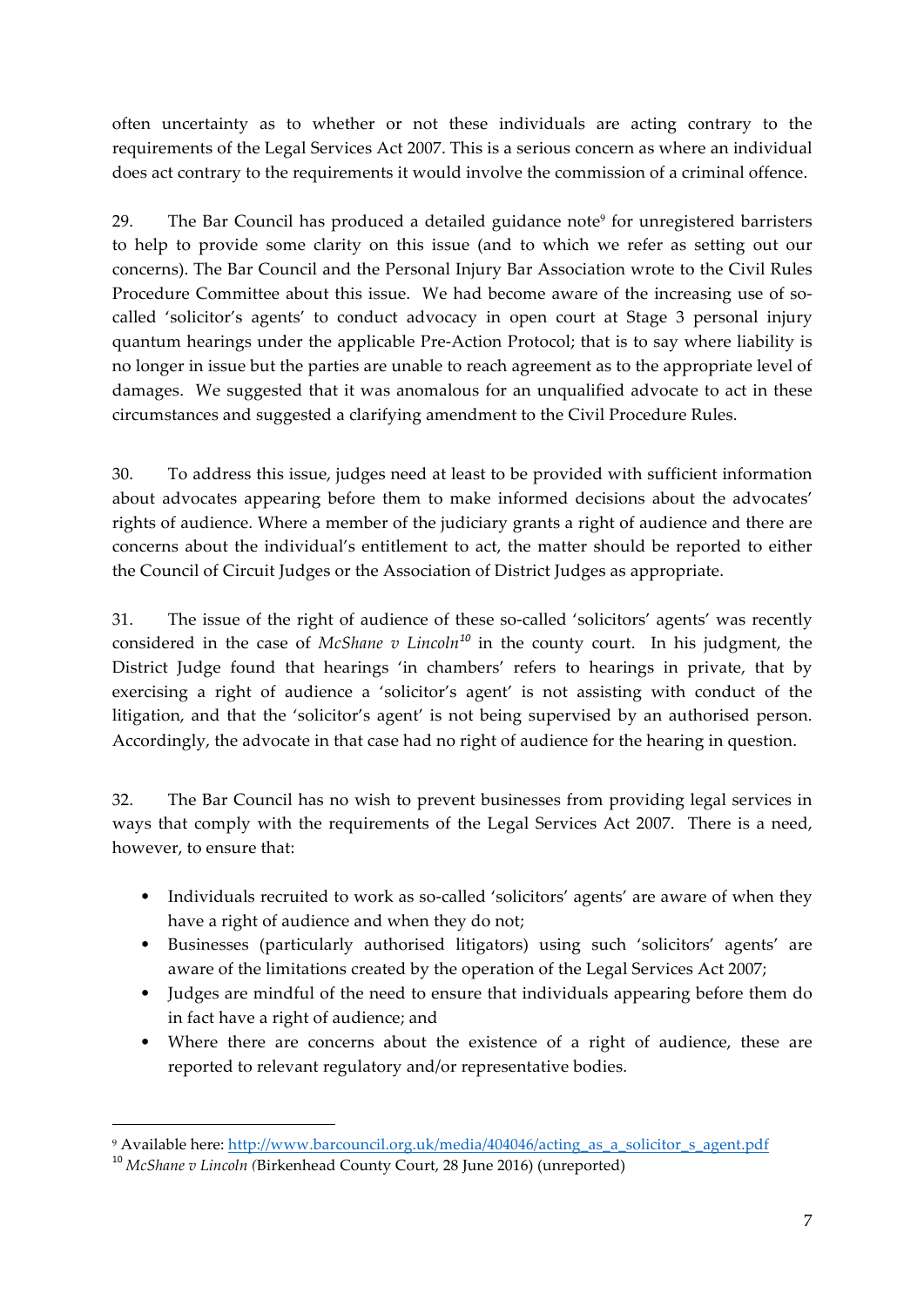often uncertainty as to whether or not these individuals are acting contrary to the requirements of the Legal Services Act 2007. This is a serious concern as where an individual does act contrary to the requirements it would involve the commission of a criminal offence.

29. The Bar Council has produced a detailed guidance note[9] for unregistered barristers to help to provide some clarity on this issue (and to which we refer as setting out our concerns). The Bar Council and the Personal Injury Bar Association wrote to the Civil Rules Procedure Committee about this issue. We had become aware of the increasing use of so-called 'solicitor's agents' to conduct advocacy in open court at Stage 3 personal injury quantum hearings under the applicable Pre-Action Protocol; that is to say where liability is no longer in issue but the parties are unable to reach agreement as to the appropriate level of damages. We suggested that it was anomalous for an unqualified advocate to act in these circumstances and suggested a clarifying amendment to the Civil Procedure Rules.

30. To address this issue, judges need at least to be provided with sufficient information about advocates appearing before them to make informed decisions about the advocates' rights of audience. Where a member of the judiciary grants a right of audience and there are concerns about the individual's entitlement to act, the matter should be reported to either the Council of Circuit Judges or the Association of District Judges as appropriate.

31. The issue of the right of audience of these so-called 'solicitors' agents' was recently considered in the case of *McShane v Lincoln*[10] in the county court. In his judgment, the District Judge found that hearings 'in chambers' refers to hearings in private, that by exercising a right of audience a 'solicitor's agent' is not assisting with conduct of the litigation, and that the 'solicitor's agent' is not being supervised by an authorised person. Accordingly, the advocate in that case had no right of audience for the hearing in question.

32. The Bar Council has no wish to prevent businesses from providing legal services in ways that comply with the requirements of the Legal Services Act 2007. There is a need, however, to ensure that:

- Individuals recruited to work as so-called 'solicitors' agents' are aware of when they have a right of audience and when they do not;
- Businesses (particularly authorised litigators) using such 'solicitors' agents' are aware of the limitations created by the operation of the Legal Services Act 2007;
- Judges are mindful of the need to ensure that individuals appearing before them do in fact have a right of audience; and
- Where there are concerns about the existence of a right of audience, these are reported to relevant regulatory and/or representative bodies.

---

[9] Available here: http://www.barcouncil.org.uk/media/404046/acting_as_a_solicitor_s_agent.pdf

[10] *McShane v Lincoln* (Birkenhead County Court, 28 June 2016) (unreported)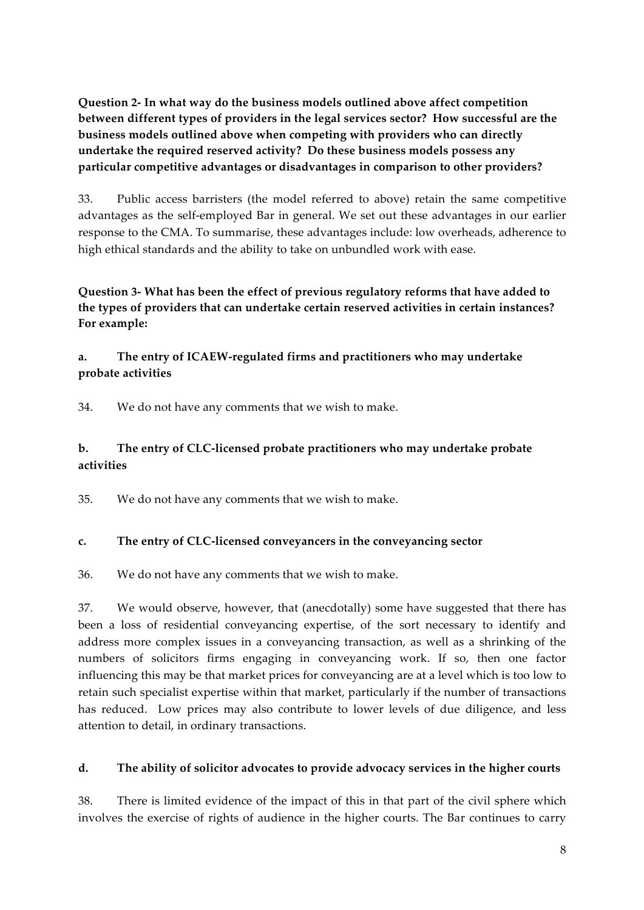**Question 2- In what way do the business models outlined above affect competition between different types of providers in the legal services sector? How successful are the business models outlined above when competing with providers who can directly undertake the required reserved activity? Do these business models possess any particular competitive advantages or disadvantages in comparison to other providers?**

33. Public access barristers (the model referred to above) retain the same competitive advantages as the self-employed Bar in general. We set out these advantages in our earlier response to the CMA. To summarise, these advantages include: low overheads, adherence to high ethical standards and the ability to take on unbundled work with ease.

**Question 3- What has been the effect of previous regulatory reforms that have added to the types of providers that can undertake certain reserved activities in certain instances? For example:**

**a. The entry of ICAEW-regulated firms and practitioners who may undertake probate activities**

34. We do not have any comments that we wish to make.

**b. The entry of CLC-licensed probate practitioners who may undertake probate activities**

35. We do not have any comments that we wish to make.

**c. The entry of CLC-licensed conveyancers in the conveyancing sector**

36. We do not have any comments that we wish to make.

37. We would observe, however, that (anecdotally) some have suggested that there has been a loss of residential conveyancing expertise, of the sort necessary to identify and address more complex issues in a conveyancing transaction, as well as a shrinking of the numbers of solicitors firms engaging in conveyancing work. If so, then one factor influencing this may be that market prices for conveyancing are at a level which is too low to retain such specialist expertise within that market, particularly if the number of transactions has reduced. Low prices may also contribute to lower levels of due diligence, and less attention to detail, in ordinary transactions.

**d. The ability of solicitor advocates to provide advocacy services in the higher courts**

38. There is limited evidence of the impact of this in that part of the civil sphere which involves the exercise of rights of audience in the higher courts. The Bar continues to carry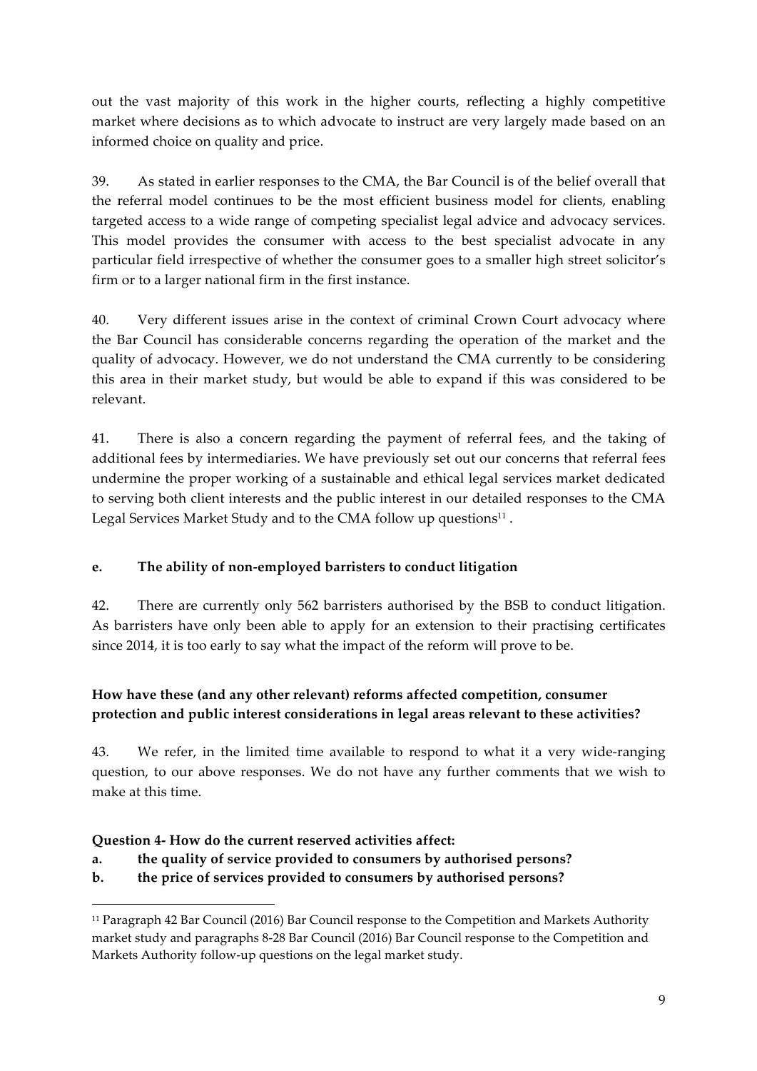out the vast majority of this work in the higher courts, reflecting a highly competitive market where decisions as to which advocate to instruct are very largely made based on an informed choice on quality and price.

39. As stated in earlier responses to the CMA, the Bar Council is of the belief overall that the referral model continues to be the most efficient business model for clients, enabling targeted access to a wide range of competing specialist legal advice and advocacy services. This model provides the consumer with access to the best specialist advocate in any particular field irrespective of whether the consumer goes to a smaller high street solicitor's firm or to a larger national firm in the first instance.

40. Very different issues arise in the context of criminal Crown Court advocacy where the Bar Council has considerable concerns regarding the operation of the market and the quality of advocacy. However, we do not understand the CMA currently to be considering this area in their market study, but would be able to expand if this was considered to be relevant.

41. There is also a concern regarding the payment of referral fees, and the taking of additional fees by intermediaries. We have previously set out our concerns that referral fees undermine the proper working of a sustainable and ethical legal services market dedicated to serving both client interests and the public interest in our detailed responses to the CMA Legal Services Market Study and to the CMA follow up questions[11] .

**e. The ability of non-employed barristers to conduct litigation**

42. There are currently only 562 barristers authorised by the BSB to conduct litigation. As barristers have only been able to apply for an extension to their practising certificates since 2014, it is too early to say what the impact of the reform will prove to be.

**How have these (and any other relevant) reforms affected competition, consumer protection and public interest considerations in legal areas relevant to these activities?**

43. We refer, in the limited time available to respond to what it a very wide-ranging question, to our above responses. We do not have any further comments that we wish to make at this time.

**Question 4- How do the current reserved activities affect:**

**a. the quality of service provided to consumers by authorised persons?**

**b. the price of services provided to consumers by authorised persons?**

---

[11] Paragraph 42 Bar Council (2016) Bar Council response to the Competition and Markets Authority market study and paragraphs 8-28 Bar Council (2016) Bar Council response to the Competition and Markets Authority follow-up questions on the legal market study.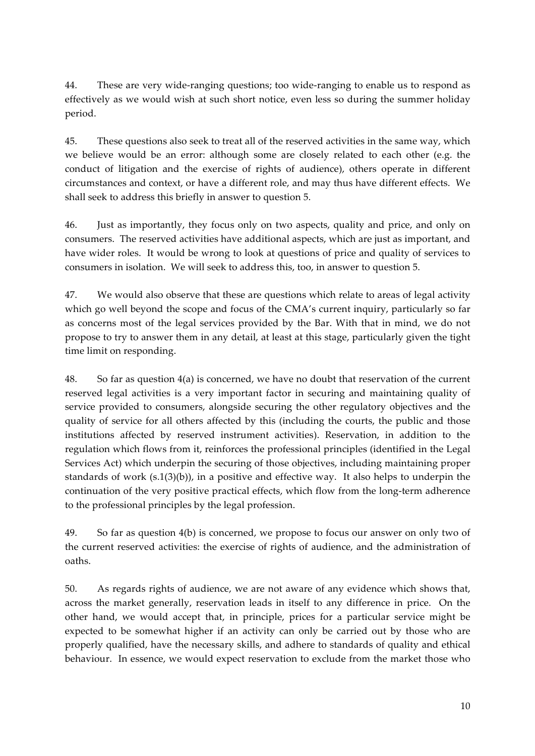44. These are very wide-ranging questions; too wide-ranging to enable us to respond as effectively as we would wish at such short notice, even less so during the summer holiday period.

45. These questions also seek to treat all of the reserved activities in the same way, which we believe would be an error: although some are closely related to each other (e.g. the conduct of litigation and the exercise of rights of audience), others operate in different circumstances and context, or have a different role, and may thus have different effects. We shall seek to address this briefly in answer to question 5.

46. Just as importantly, they focus only on two aspects, quality and price, and only on consumers. The reserved activities have additional aspects, which are just as important, and have wider roles. It would be wrong to look at questions of price and quality of services to consumers in isolation. We will seek to address this, too, in answer to question 5.

47. We would also observe that these are questions which relate to areas of legal activity which go well beyond the scope and focus of the CMA's current inquiry, particularly so far as concerns most of the legal services provided by the Bar. With that in mind, we do not propose to try to answer them in any detail, at least at this stage, particularly given the tight time limit on responding.

48. So far as question 4(a) is concerned, we have no doubt that reservation of the current reserved legal activities is a very important factor in securing and maintaining quality of service provided to consumers, alongside securing the other regulatory objectives and the quality of service for all others affected by this (including the courts, the public and those institutions affected by reserved instrument activities). Reservation, in addition to the regulation which flows from it, reinforces the professional principles (identified in the Legal Services Act) which underpin the securing of those objectives, including maintaining proper standards of work (s.1(3)(b)), in a positive and effective way. It also helps to underpin the continuation of the very positive practical effects, which flow from the long-term adherence to the professional principles by the legal profession.

49. So far as question 4(b) is concerned, we propose to focus our answer on only two of the current reserved activities: the exercise of rights of audience, and the administration of oaths.

50. As regards rights of audience, we are not aware of any evidence which shows that, across the market generally, reservation leads in itself to any difference in price. On the other hand, we would accept that, in principle, prices for a particular service might be expected to be somewhat higher if an activity can only be carried out by those who are properly qualified, have the necessary skills, and adhere to standards of quality and ethical behaviour. In essence, we would expect reservation to exclude from the market those who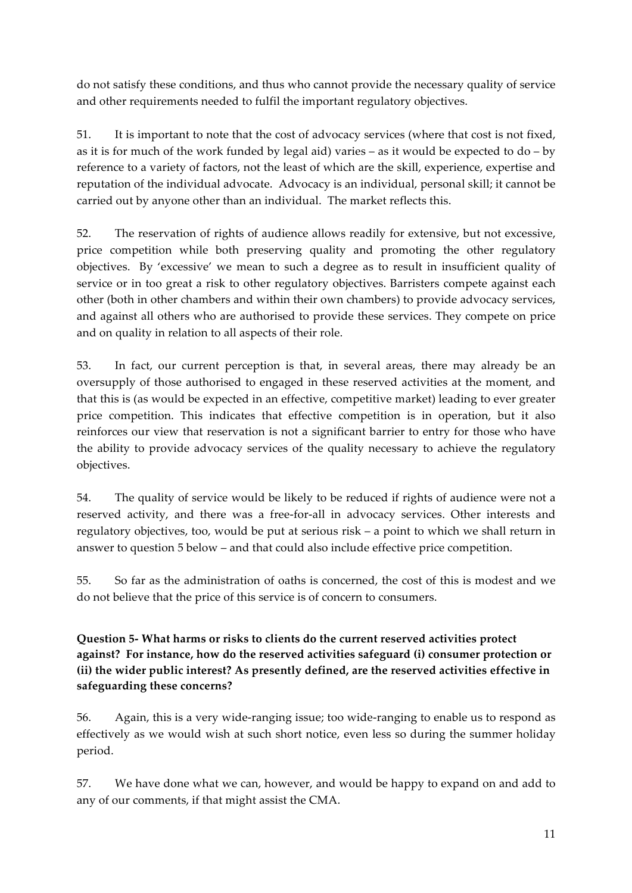do not satisfy these conditions, and thus who cannot provide the necessary quality of service and other requirements needed to fulfil the important regulatory objectives.

51. It is important to note that the cost of advocacy services (where that cost is not fixed, as it is for much of the work funded by legal aid) varies – as it would be expected to do – by reference to a variety of factors, not the least of which are the skill, experience, expertise and reputation of the individual advocate. Advocacy is an individual, personal skill; it cannot be carried out by anyone other than an individual. The market reflects this.

52. The reservation of rights of audience allows readily for extensive, but not excessive, price competition while both preserving quality and promoting the other regulatory objectives. By 'excessive' we mean to such a degree as to result in insufficient quality of service or in too great a risk to other regulatory objectives. Barristers compete against each other (both in other chambers and within their own chambers) to provide advocacy services, and against all others who are authorised to provide these services. They compete on price and on quality in relation to all aspects of their role.

53. In fact, our current perception is that, in several areas, there may already be an oversupply of those authorised to engaged in these reserved activities at the moment, and that this is (as would be expected in an effective, competitive market) leading to ever greater price competition. This indicates that effective competition is in operation, but it also reinforces our view that reservation is not a significant barrier to entry for those who have the ability to provide advocacy services of the quality necessary to achieve the regulatory objectives.

54. The quality of service would be likely to be reduced if rights of audience were not a reserved activity, and there was a free-for-all in advocacy services. Other interests and regulatory objectives, too, would be put at serious risk – a point to which we shall return in answer to question 5 below – and that could also include effective price competition.

55. So far as the administration of oaths is concerned, the cost of this is modest and we do not believe that the price of this service is of concern to consumers.

**Question 5- What harms or risks to clients do the current reserved activities protect against? For instance, how do the reserved activities safeguard (i) consumer protection or (ii) the wider public interest? As presently defined, are the reserved activities effective in safeguarding these concerns?**

56. Again, this is a very wide-ranging issue; too wide-ranging to enable us to respond as effectively as we would wish at such short notice, even less so during the summer holiday period.

57. We have done what we can, however, and would be happy to expand on and add to any of our comments, if that might assist the CMA.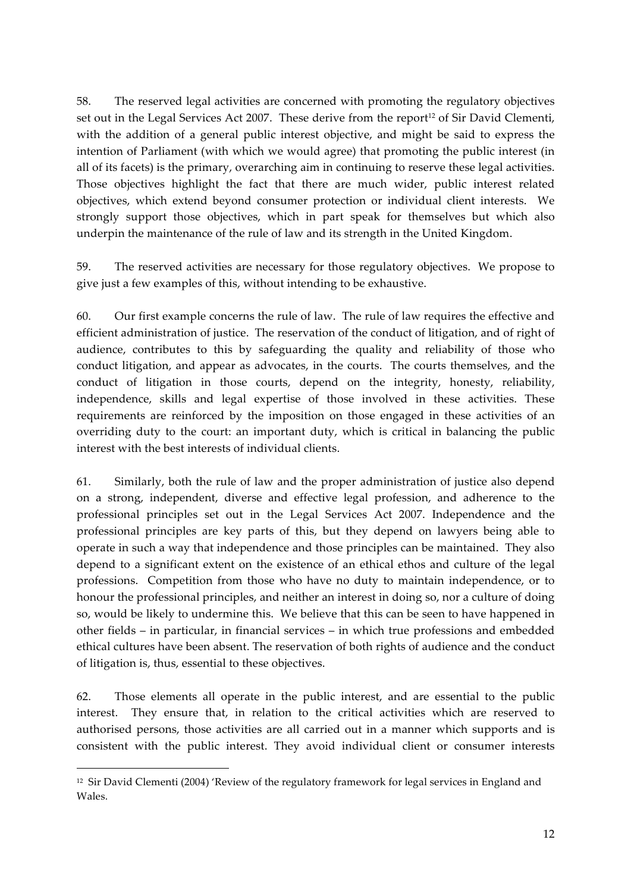58. The reserved legal activities are concerned with promoting the regulatory objectives set out in the Legal Services Act 2007. These derive from the report[12] of Sir David Clementi, with the addition of a general public interest objective, and might be said to express the intention of Parliament (with which we would agree) that promoting the public interest (in all of its facets) is the primary, overarching aim in continuing to reserve these legal activities. Those objectives highlight the fact that there are much wider, public interest related objectives, which extend beyond consumer protection or individual client interests. We strongly support those objectives, which in part speak for themselves but which also underpin the maintenance of the rule of law and its strength in the United Kingdom.

59. The reserved activities are necessary for those regulatory objectives. We propose to give just a few examples of this, without intending to be exhaustive.

60. Our first example concerns the rule of law. The rule of law requires the effective and efficient administration of justice. The reservation of the conduct of litigation, and of right of audience, contributes to this by safeguarding the quality and reliability of those who conduct litigation, and appear as advocates, in the courts. The courts themselves, and the conduct of litigation in those courts, depend on the integrity, honesty, reliability, independence, skills and legal expertise of those involved in these activities. These requirements are reinforced by the imposition on those engaged in these activities of an overriding duty to the court: an important duty, which is critical in balancing the public interest with the best interests of individual clients.

61. Similarly, both the rule of law and the proper administration of justice also depend on a strong, independent, diverse and effective legal profession, and adherence to the professional principles set out in the Legal Services Act 2007. Independence and the professional principles are key parts of this, but they depend on lawyers being able to operate in such a way that independence and those principles can be maintained. They also depend to a significant extent on the existence of an ethical ethos and culture of the legal professions. Competition from those who have no duty to maintain independence, or to honour the professional principles, and neither an interest in doing so, nor a culture of doing so, would be likely to undermine this. We believe that this can be seen to have happened in other fields – in particular, in financial services – in which true professions and embedded ethical cultures have been absent. The reservation of both rights of audience and the conduct of litigation is, thus, essential to these objectives.

62. Those elements all operate in the public interest, and are essential to the public interest. They ensure that, in relation to the critical activities which are reserved to authorised persons, those activities are all carried out in a manner which supports and is consistent with the public interest. They avoid individual client or consumer interests

---

[12] Sir David Clementi (2004) 'Review of the regulatory framework for legal services in England and Wales.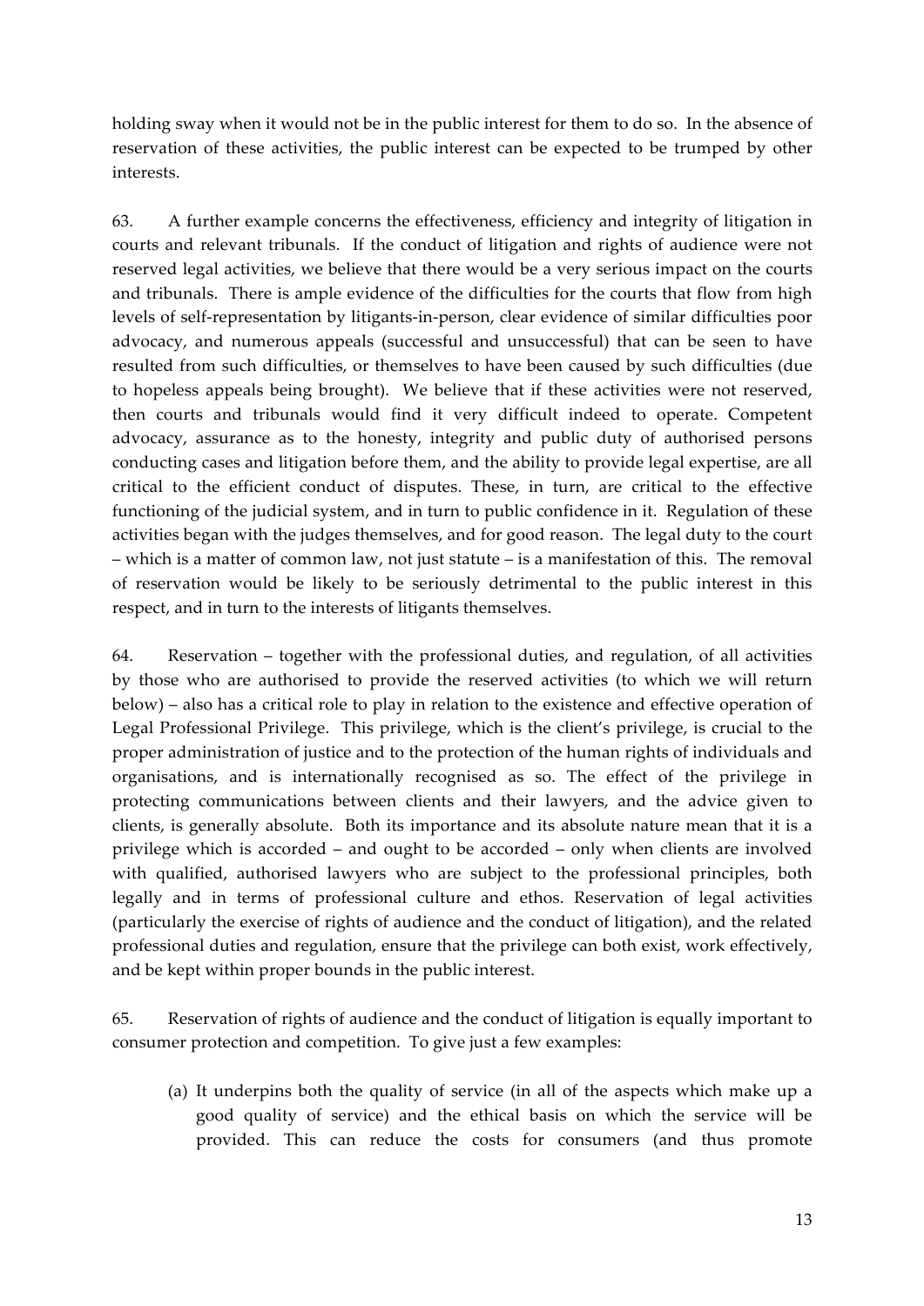holding sway when it would not be in the public interest for them to do so. In the absence of reservation of these activities, the public interest can be expected to be trumped by other interests.

63. A further example concerns the effectiveness, efficiency and integrity of litigation in courts and relevant tribunals. If the conduct of litigation and rights of audience were not reserved legal activities, we believe that there would be a very serious impact on the courts and tribunals. There is ample evidence of the difficulties for the courts that flow from high levels of self-representation by litigants-in-person, clear evidence of similar difficulties poor advocacy, and numerous appeals (successful and unsuccessful) that can be seen to have resulted from such difficulties, or themselves to have been caused by such difficulties (due to hopeless appeals being brought). We believe that if these activities were not reserved, then courts and tribunals would find it very difficult indeed to operate. Competent advocacy, assurance as to the honesty, integrity and public duty of authorised persons conducting cases and litigation before them, and the ability to provide legal expertise, are all critical to the efficient conduct of disputes. These, in turn, are critical to the effective functioning of the judicial system, and in turn to public confidence in it. Regulation of these activities began with the judges themselves, and for good reason. The legal duty to the court – which is a matter of common law, not just statute – is a manifestation of this. The removal of reservation would be likely to be seriously detrimental to the public interest in this respect, and in turn to the interests of litigants themselves.

64. Reservation – together with the professional duties, and regulation, of all activities by those who are authorised to provide the reserved activities (to which we will return below) – also has a critical role to play in relation to the existence and effective operation of Legal Professional Privilege. This privilege, which is the client's privilege, is crucial to the proper administration of justice and to the protection of the human rights of individuals and organisations, and is internationally recognised as so. The effect of the privilege in protecting communications between clients and their lawyers, and the advice given to clients, is generally absolute. Both its importance and its absolute nature mean that it is a privilege which is accorded – and ought to be accorded – only when clients are involved with qualified, authorised lawyers who are subject to the professional principles, both legally and in terms of professional culture and ethos. Reservation of legal activities (particularly the exercise of rights of audience and the conduct of litigation), and the related professional duties and regulation, ensure that the privilege can both exist, work effectively, and be kept within proper bounds in the public interest.

65. Reservation of rights of audience and the conduct of litigation is equally important to consumer protection and competition. To give just a few examples:

(a) It underpins both the quality of service (in all of the aspects which make up a good quality of service) and the ethical basis on which the service will be provided. This can reduce the costs for consumers (and thus promote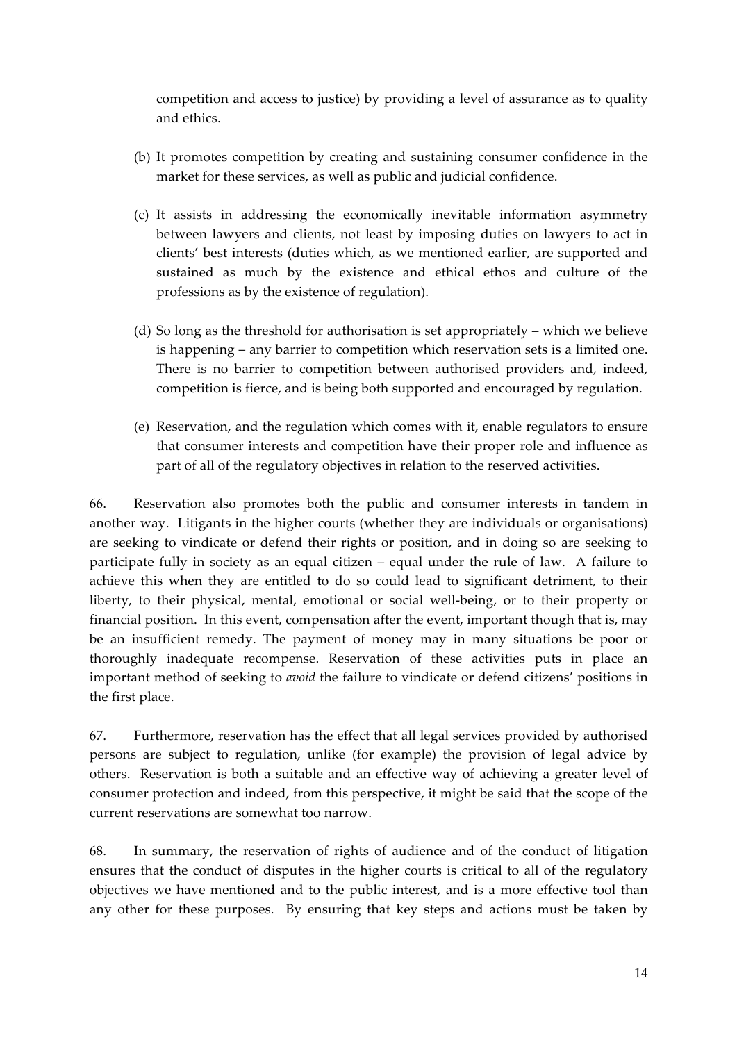competition and access to justice) by providing a level of assurance as to quality and ethics.

(b) It promotes competition by creating and sustaining consumer confidence in the market for these services, as well as public and judicial confidence.

(c) It assists in addressing the economically inevitable information asymmetry between lawyers and clients, not least by imposing duties on lawyers to act in clients' best interests (duties which, as we mentioned earlier, are supported and sustained as much by the existence and ethical ethos and culture of the professions as by the existence of regulation).

(d) So long as the threshold for authorisation is set appropriately – which we believe is happening – any barrier to competition which reservation sets is a limited one. There is no barrier to competition between authorised providers and, indeed, competition is fierce, and is being both supported and encouraged by regulation.

(e) Reservation, and the regulation which comes with it, enable regulators to ensure that consumer interests and competition have their proper role and influence as part of all of the regulatory objectives in relation to the reserved activities.

66. Reservation also promotes both the public and consumer interests in tandem in another way. Litigants in the higher courts (whether they are individuals or organisations) are seeking to vindicate or defend their rights or position, and in doing so are seeking to participate fully in society as an equal citizen – equal under the rule of law. A failure to achieve this when they are entitled to do so could lead to significant detriment, to their liberty, to their physical, mental, emotional or social well-being, or to their property or financial position. In this event, compensation after the event, important though that is, may be an insufficient remedy. The payment of money may in many situations be poor or thoroughly inadequate recompense. Reservation of these activities puts in place an important method of seeking to *avoid* the failure to vindicate or defend citizens' positions in the first place.

67. Furthermore, reservation has the effect that all legal services provided by authorised persons are subject to regulation, unlike (for example) the provision of legal advice by others. Reservation is both a suitable and an effective way of achieving a greater level of consumer protection and indeed, from this perspective, it might be said that the scope of the current reservations are somewhat too narrow.

68. In summary, the reservation of rights of audience and of the conduct of litigation ensures that the conduct of disputes in the higher courts is critical to all of the regulatory objectives we have mentioned and to the public interest, and is a more effective tool than any other for these purposes. By ensuring that key steps and actions must be taken by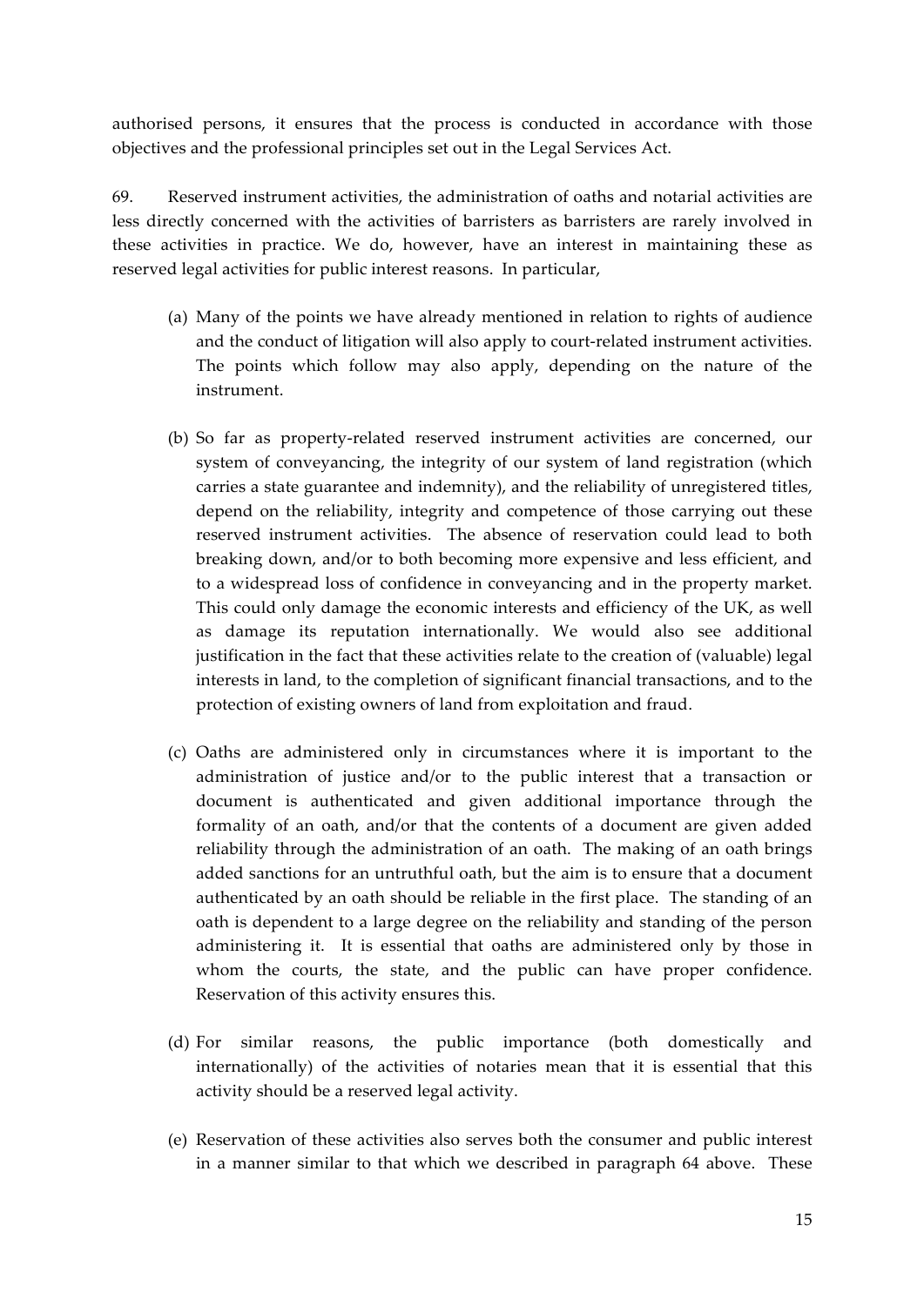authorised persons, it ensures that the process is conducted in accordance with those objectives and the professional principles set out in the Legal Services Act.

69. Reserved instrument activities, the administration of oaths and notarial activities are less directly concerned with the activities of barristers as barristers are rarely involved in these activities in practice. We do, however, have an interest in maintaining these as reserved legal activities for public interest reasons. In particular,

(a) Many of the points we have already mentioned in relation to rights of audience and the conduct of litigation will also apply to court-related instrument activities. The points which follow may also apply, depending on the nature of the instrument.

(b) So far as property-related reserved instrument activities are concerned, our system of conveyancing, the integrity of our system of land registration (which carries a state guarantee and indemnity), and the reliability of unregistered titles, depend on the reliability, integrity and competence of those carrying out these reserved instrument activities. The absence of reservation could lead to both breaking down, and/or to both becoming more expensive and less efficient, and to a widespread loss of confidence in conveyancing and in the property market. This could only damage the economic interests and efficiency of the UK, as well as damage its reputation internationally. We would also see additional justification in the fact that these activities relate to the creation of (valuable) legal interests in land, to the completion of significant financial transactions, and to the protection of existing owners of land from exploitation and fraud.

(c) Oaths are administered only in circumstances where it is important to the administration of justice and/or to the public interest that a transaction or document is authenticated and given additional importance through the formality of an oath, and/or that the contents of a document are given added reliability through the administration of an oath. The making of an oath brings added sanctions for an untruthful oath, but the aim is to ensure that a document authenticated by an oath should be reliable in the first place. The standing of an oath is dependent to a large degree on the reliability and standing of the person administering it. It is essential that oaths are administered only by those in whom the courts, the state, and the public can have proper confidence. Reservation of this activity ensures this.

(d) For similar reasons, the public importance (both domestically and internationally) of the activities of notaries mean that it is essential that this activity should be a reserved legal activity.

(e) Reservation of these activities also serves both the consumer and public interest in a manner similar to that which we described in paragraph 64 above. These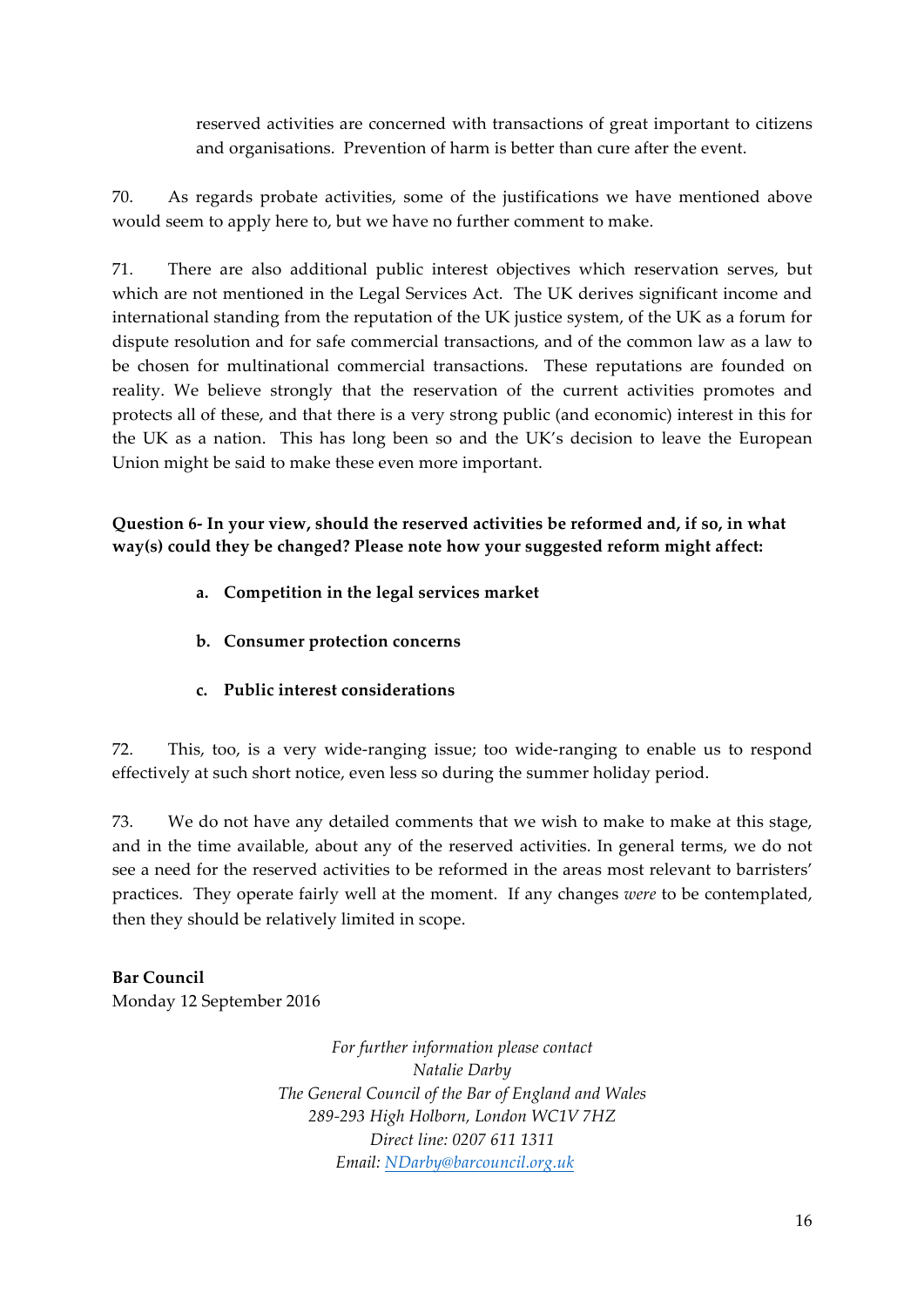reserved activities are concerned with transactions of great important to citizens and organisations. Prevention of harm is better than cure after the event.

70. As regards probate activities, some of the justifications we have mentioned above would seem to apply here to, but we have no further comment to make.

71. There are also additional public interest objectives which reservation serves, but which are not mentioned in the Legal Services Act. The UK derives significant income and international standing from the reputation of the UK justice system, of the UK as a forum for dispute resolution and for safe commercial transactions, and of the common law as a law to be chosen for multinational commercial transactions. These reputations are founded on reality. We believe strongly that the reservation of the current activities promotes and protects all of these, and that there is a very strong public (and economic) interest in this for the UK as a nation. This has long been so and the UK's decision to leave the European Union might be said to make these even more important.

**Question 6- In your view, should the reserved activities be reformed and, if so, in what way(s) could they be changed? Please note how your suggested reform might affect:**

- **a. Competition in the legal services market**
- **b. Consumer protection concerns**
- **c. Public interest considerations**

72. This, too, is a very wide-ranging issue; too wide-ranging to enable us to respond effectively at such short notice, even less so during the summer holiday period.

73. We do not have any detailed comments that we wish to make to make at this stage, and in the time available, about any of the reserved activities. In general terms, we do not see a need for the reserved activities to be reformed in the areas most relevant to barristers' practices. They operate fairly well at the moment. If any changes *were* to be contemplated, then they should be relatively limited in scope.

**Bar Council**
Monday 12 September 2016

*For further information please contact*
*Natalie Darby*
*The General Council of the Bar of England and Wales*
*289-293 High Holborn, London WC1V 7HZ*
*Direct line: 0207 611 1311*
*Email: NDarby@barcouncil.org.uk*